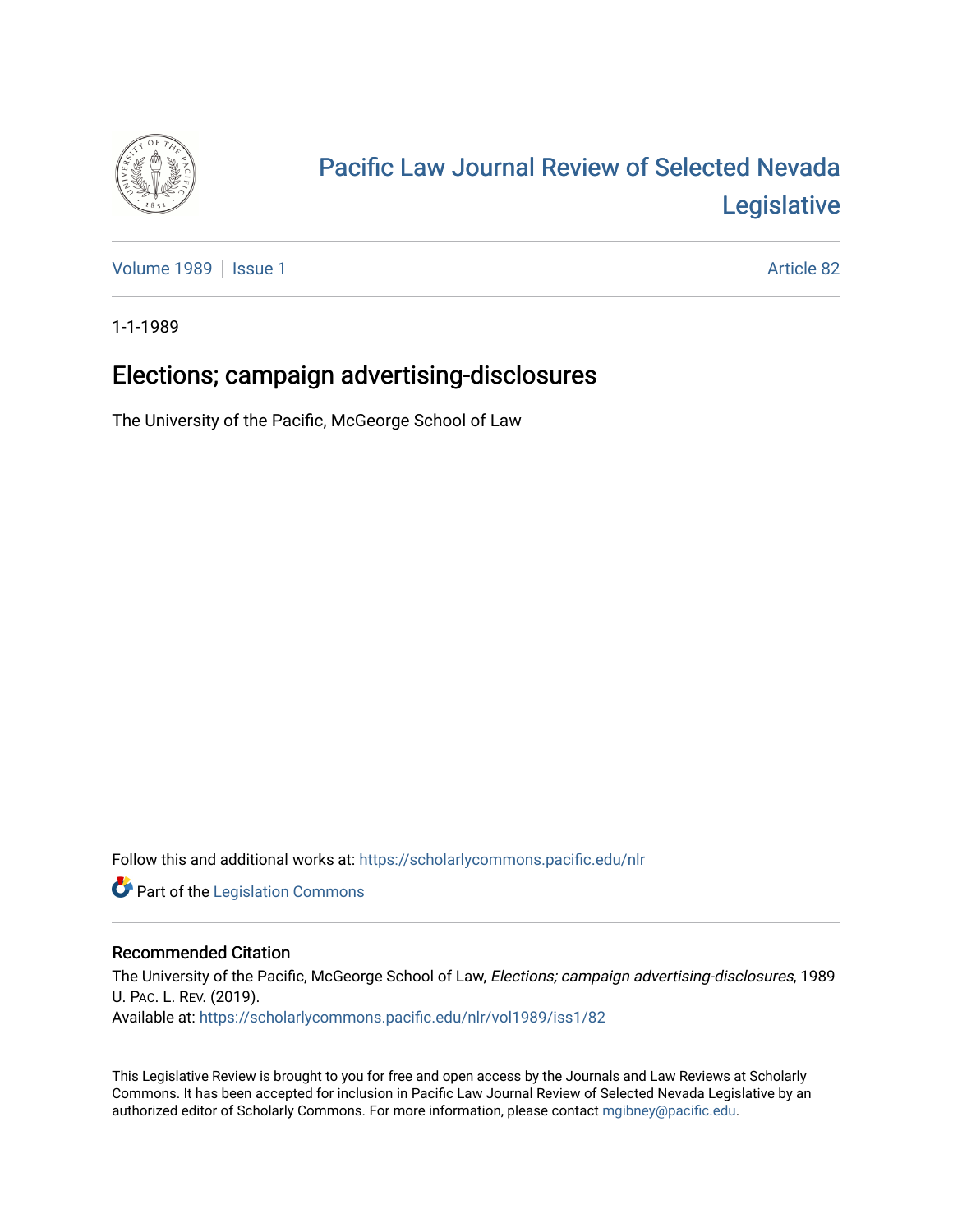# Pacific Law Journal Review of Selected Nevada Legislative

Volume 1989 | Issue 1 — Article 82

1-1-1989

## Elections; campaign advertising-disclosures

The University of the Pacific, McGeorge School of Law

Follow this and additional works at: https://scholarlycommons.pacific.edu/nlr

Part of the Legislation Commons

### Recommended Citation

The University of the Pacific, McGeorge School of Law, *Elections; campaign advertising-disclosures*, 1989 U. PAC. L. REV. (2019).
Available at: https://scholarlycommons.pacific.edu/nlr/vol1989/iss1/82

This Legislative Review is brought to you for free and open access by the Journals and Law Reviews at Scholarly Commons. It has been accepted for inclusion in Pacific Law Journal Review of Selected Nevada Legislative by an authorized editor of Scholarly Commons. For more information, please contact mgibney@pacific.edu.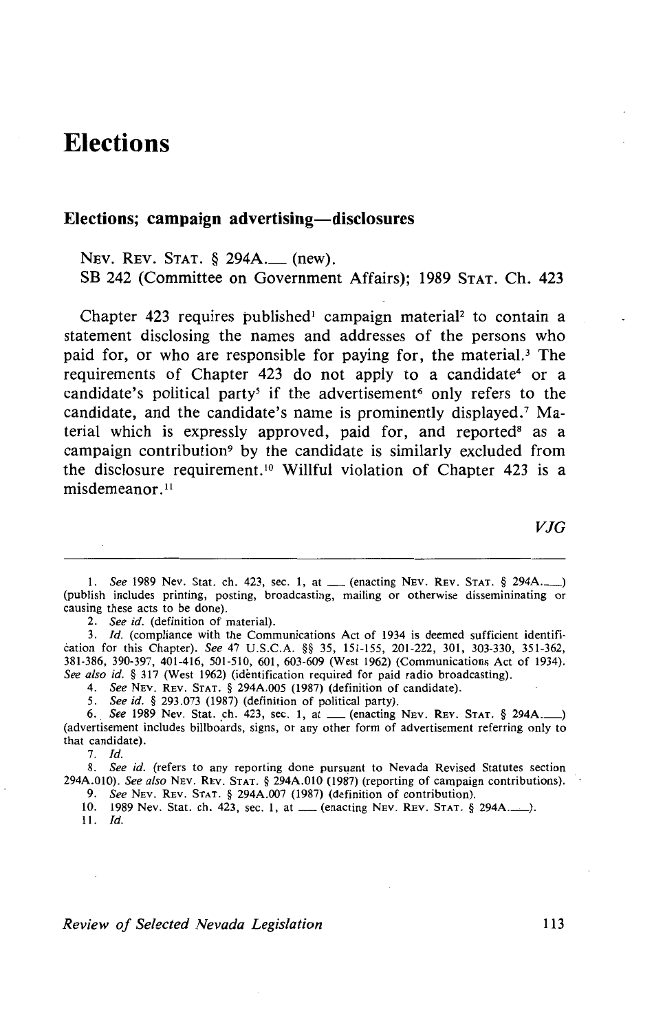# Elections

## Elections; campaign advertising—disclosures

NEV. REV. STAT. § 294A.___ (new).
SB 242 (Committee on Government Affairs); 1989 STAT. Ch. 423

Chapter 423 requires published[1] campaign material[2] to contain a statement disclosing the names and addresses of the persons who paid for, or who are responsible for paying for, the material.[3] The requirements of Chapter 423 do not apply to a candidate[4] or a candidate's political party[5] if the advertisement[6] only refers to the candidate, and the candidate's name is prominently displayed.[7] Material which is expressly approved, paid for, and reported[8] as a campaign contribution[9] by the candidate is similarly excluded from the disclosure requirement.[10] Willful violation of Chapter 423 is a misdemeanor.[11]

*VJG*

---

1. *See* 1989 Nev. Stat. ch. 423, sec. 1, at ___ (enacting NEV. REV. STAT. § 294A.___) (publish includes printing, posting, broadcasting, mailing or otherwise dissemininating or causing these acts to be done).
2. *See id.* (definition of material).
3. *Id.* (compliance with the Communications Act of 1934 is deemed sufficient identification for this Chapter). *See* 47 U.S.C.A. §§ 35, 151-155, 201-222, 301, 303-330, 351-362, 381-386, 390-397, 401-416, 501-510, 601, 603-609 (West 1962) (Communications Act of 1934). *See also id.* § 317 (West 1962) (identification required for paid radio broadcasting).
4. *See* NEV. REV. STAT. § 294A.005 (1987) (definition of candidate).
5. *See id.* § 293.073 (1987) (definition of political party).
6. *See* 1989 Nev. Stat. ch. 423, sec. 1, at ___ (enacting NEV. REV. STAT. § 294A.___) (advertisement includes billboards, signs, or any other form of advertisement referring only to that candidate).
7. *Id.*
8. *See id.* (refers to any reporting done pursuant to Nevada Revised Statutes section 294A.010). *See also* NEV. REV. STAT. § 294A.010 (1987) (reporting of campaign contributions).
9. *See* NEV. REV. STAT. § 294A.007 (1987) (definition of contribution).
10. 1989 Nev. Stat. ch. 423, sec. 1, at ___ (enacting NEV. REV. STAT. § 294A.___).
11. *Id.*